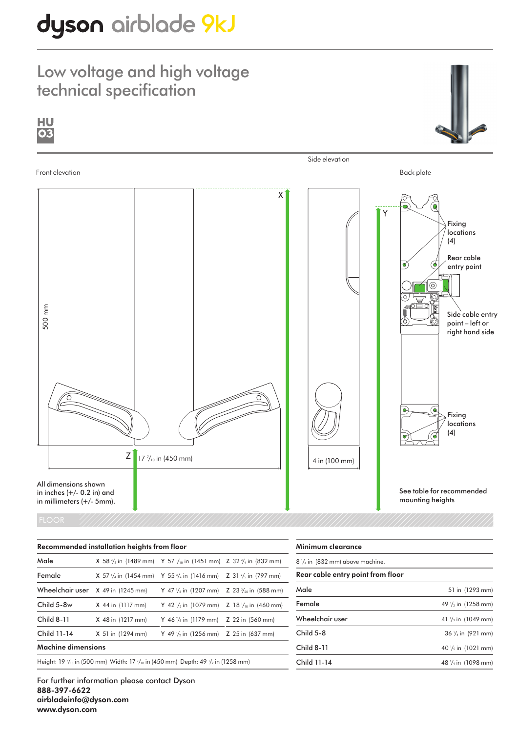# dyson airblade 9kJ

## Low voltage and high voltage technical specification

**HU 03**

Side elevation

Front elevation

Back plate

X

Y

Fixing locations (4)

Rear cable entry point

Side cable entry point – left or right hand side

Fixing locations (4)

500 mm

Z 17 $^{7}/_{10}$ in (450 mm)

4 in (100 mm)

All dimensions shown in inches (+/- 0.2 in) and in millimeters (+/- 5mm).

See table for recommended mounting heights

FLOOR

| Recommended installation heights from floor | | | |
|---|---|---|---|
| Male | X 58 $^{3}/_{5}$ in (1489 mm) | Y 57 $^{1}/_{10}$ in (1451 mm) | Z 32 $^{3}/_{4}$ in (832 mm) |
| Female | X 57 $^{1}/_{4}$ in (1454 mm) | Y 55 $^{3}/_{4}$ in (1416 mm) | Z 31 $^{2}/_{5}$ in (797 mm) |
| Wheelchair user | X 49 in (1245 mm) | Y 47 $^{1}/_{2}$ in (1207 mm) | Z 23 $^{3}/_{20}$ in (588 mm) |
| Child 5-8w | X 44 in (1117 mm) | Y 42 $^{1}/_{2}$ in (1079 mm) | Z 18 $^{1}/_{10}$ in (460 mm) |
| Child 8-11 | X 48 in (1217 mm) | Y 46 $^{2}/_{5}$ in (1179 mm) | Z 22 in (560 mm) |
| Child 11-14 | X 51 in (1294 mm) | Y 49 $^{1}/_{2}$ in (1256 mm) | Z 25 in (637 mm) |

**Machine dimensions**

Height: 19 $^{7}/_{10}$ in (500 mm) Width: 17 $^{7}/_{10}$ in (450 mm) Depth: 49 $^{1}/_{2}$ in (1258 mm)

**Minimum clearance**

8 $^{1}/_{4}$ in (832 mm) above machine.

| Rear cable entry point from floor | |
|---|---|
| Male | 51 in (1293 mm) |
| Female | 49 $^{1}/_{2}$ in (1258 mm) |
| Wheelchair user | 41 $^{1}/_{3}$ in (1049 mm) |
| Child 5-8 | 36 $^{1}/_{4}$ in (921 mm) |
| Child 8-11 | 40 $^{1}/_{5}$ in (1021 mm) |
| Child 11-14 | 48 $^{1}/_{4}$ in (1098 mm) |

For further information please contact Dyson
**888-397-6622**
**airbladeinfo@dyson.com**
**www.dyson.com**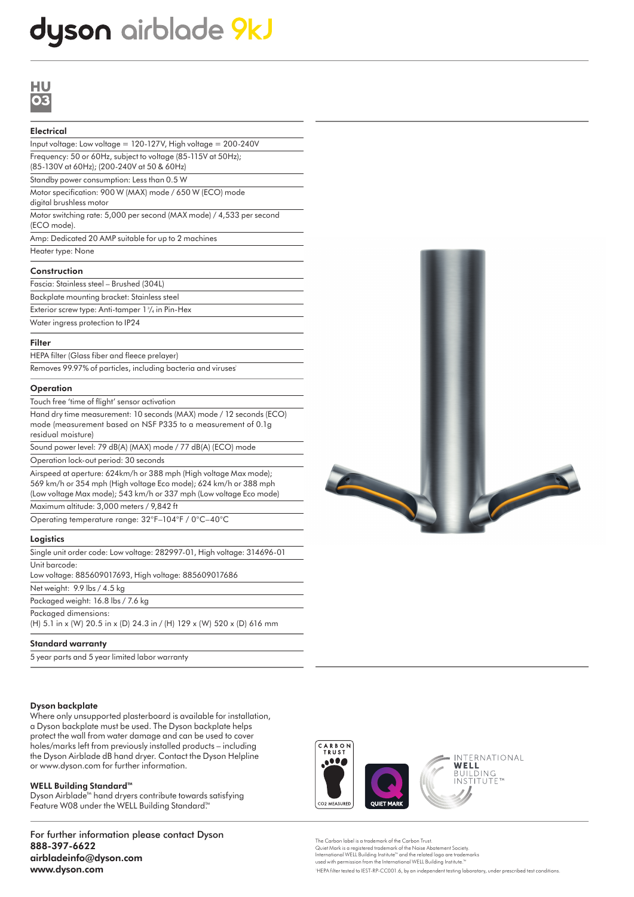# dyson airblade 9kJ

**HU 03**

## Electrical

Input voltage: Low voltage = 120-127V, High voltage = 200-240V

Frequency: 50 or 60Hz, subject to voltage (85-115V at 50Hz); (85-130V at 60Hz); (200-240V at 50 & 60Hz)

Standby power consumption: Less than 0.5 W

Motor specification: 900 W (MAX) mode / 650 W (ECO) mode digital brushless motor

Motor switching rate: 5,000 per second (MAX mode) / 4,533 per second (ECO mode).

Amp: Dedicated 20 AMP suitable for up to 2 machines

Heater type: None

## Construction

Fascia: Stainless steel – Brushed (304L)

Backplate mounting bracket: Stainless steel

Exterior screw type: Anti-tamper 1¼ in Pin-Hex

Water ingress protection to IP24

## Filter

HEPA filter (Glass fiber and fleece prelayer)

Removes 99.97% of particles, including bacteria and viruses[1]

## Operation

Touch free 'time of flight' sensor activation

Hand dry time measurement: 10 seconds (MAX) mode / 12 seconds (ECO) mode (measurement based on NSF P335 to a measurement of 0.1g residual moisture)

Sound power level: 79 dB(A) (MAX) mode / 77 dB(A) (ECO) mode

Operation lock-out period: 30 seconds

Airspeed at aperture: 624km/h or 388 mph (High voltage Max mode); 569 km/h or 354 mph (High voltage Eco mode); 624 km/h or 388 mph (Low voltage Max mode); 543 km/h or 337 mph (Low voltage Eco mode)

Maximum altitude: 3,000 meters / 9,842 ft

Operating temperature range: 32°F–104°F / 0°C–40°C

## Logistics

Single unit order code: Low voltage: 282997-01, High voltage: 314696-01

Unit barcode:
Low voltage: 885609017693, High voltage: 885609017686

Net weight: 9.9 lbs / 4.5 kg

Packaged weight: 16.8 lbs / 7.6 kg

Packaged dimensions:
(H) 5.1 in x (W) 20.5 in x (D) 24.3 in / (H) 129 x (W) 520 x (D) 616 mm

## Standard warranty

5 year parts and 5 year limited labor warranty

### Dyson backplate

Where only unsupported plasterboard is available for installation, a Dyson backplate must be used. The Dyson backplate helps protect the wall from water damage and can be used to cover holes/marks left from previously installed products – including the Dyson Airblade dB hand dryer. Contact the Dyson Helpline or www.dyson.com for further information.

### WELL Building Standard™

Dyson Airblade™ hand dryers contribute towards satisfying Feature W08 under the WELL Building Standard.™

CARBON TRUST CO2 MEASURED

QUIET MARK

INTERNATIONAL WELL BUILDING INSTITUTE™

For further information please contact Dyson
**888-397-6622**
**airbladeinfo@dyson.com**
**www.dyson.com**

The Carbon label is a trademark of the Carbon Trust.
Quiet Mark is a registered trademark of the Noise Abatement Society.
International WELL Building Institute™ and the related logo are trademarks used with permission from the International WELL Building Institute.™

[1]HEPA filter tested to IEST-RP-CC001.6, by an independent testing laboratory, under prescribed test conditions.